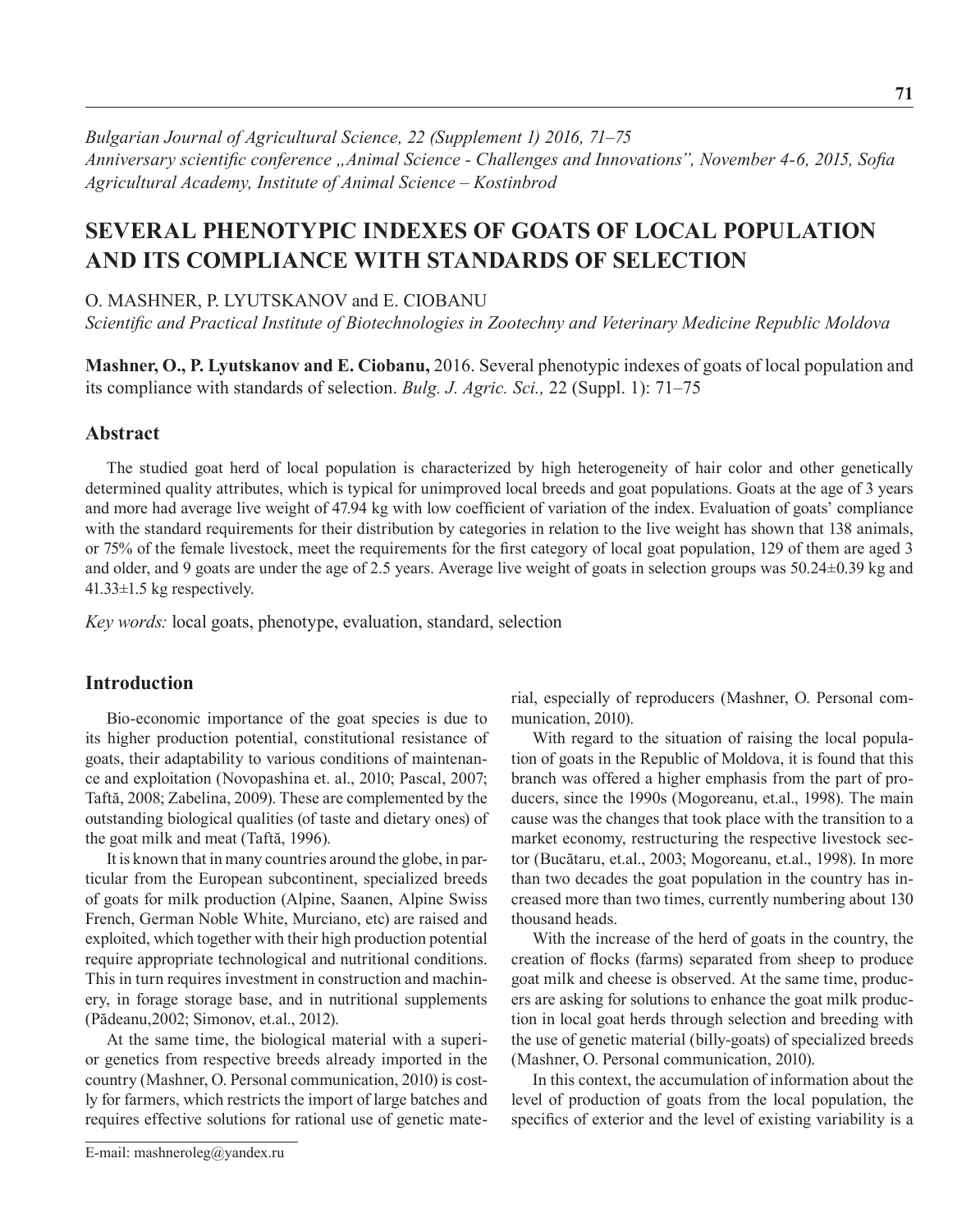*Bulgarian Journal of Agricultural Science, 22 (Supplement 1) 2016, 71–75*
*Anniversary scientific conference „Animal Science - Challenges and Innovations", November 4-6, 2015, Sofia*
*Agricultural Academy, Institute of Animal Science – Kostinbrod*

# SEVERAL PHENOTYPIC INDEXES OF GOATS OF LOCAL POPULATION AND ITS COMPLIANCE WITH STANDARDS OF SELECTION

O. MASHNER, P. LYUTSKANOV and E. CIOBANU

*Scientific and Practical Institute of Biotechnologies in Zootechny and Veterinary Medicine Republic Moldova*

**Mashner, O., P. Lyutskanov and E. Ciobanu,** 2016. Several phenotypic indexes of goats of local population and its compliance with standards of selection. *Bulg. J. Agric. Sci.,* 22 (Suppl. 1): 71–75

## Abstract

The studied goat herd of local population is characterized by high heterogeneity of hair color and other genetically determined quality attributes, which is typical for unimproved local breeds and goat populations. Goats at the age of 3 years and more had average live weight of 47.94 kg with low coefficient of variation of the index. Evaluation of goats' compliance with the standard requirements for their distribution by categories in relation to the live weight has shown that 138 animals, or 75% of the female livestock, meet the requirements for the first category of local goat population, 129 of them are aged 3 and older, and 9 goats are under the age of 2.5 years. Average live weight of goats in selection groups was 50.24±0.39 kg and 41.33±1.5 kg respectively.

*Key words:* local goats, phenotype, evaluation, standard, selection

## Introduction

Bio-economic importance of the goat species is due to its higher production potential, constitutional resistance of goats, their adaptability to various conditions of maintenance and exploitation (Novopashina et. al., 2010; Pascal, 2007; Taftă, 2008; Zabelina, 2009). These are complemented by the outstanding biological qualities (of taste and dietary ones) of the goat milk and meat (Taftă, 1996).

It is known that in many countries around the globe, in particular from the European subcontinent, specialized breeds of goats for milk production (Alpine, Saanen, Alpine Swiss French, German Noble White, Murciano, etc) are raised and exploited, which together with their high production potential require appropriate technological and nutritional conditions. This in turn requires investment in construction and machinery, in forage storage base, and in nutritional supplements (Pădeanu,2002; Simonov, et.al., 2012).

At the same time, the biological material with a superior genetics from respective breeds already imported in the country (Mashner, O. Personal communication, 2010) is costly for farmers, which restricts the import of large batches and requires effective solutions for rational use of genetic material, especially of reproducers (Mashner, O. Personal communication, 2010).

With regard to the situation of raising the local population of goats in the Republic of Moldova, it is found that this branch was offered a higher emphasis from the part of producers, since the 1990s (Mogoreanu, et.al., 1998). The main cause was the changes that took place with the transition to a market economy, restructuring the respective livestock sector (Bucătaru, et.al., 2003; Mogoreanu, et.al., 1998). In more than two decades the goat population in the country has increased more than two times, currently numbering about 130 thousand heads.

With the increase of the herd of goats in the country, the creation of flocks (farms) separated from sheep to produce goat milk and cheese is observed. At the same time, producers are asking for solutions to enhance the goat milk production in local goat herds through selection and breeding with the use of genetic material (billy-goats) of specialized breeds (Mashner, O. Personal communication, 2010).

In this context, the accumulation of information about the level of production of goats from the local population, the specifics of exterior and the level of existing variability is a

E-mail: mashneroleg@yandex.ru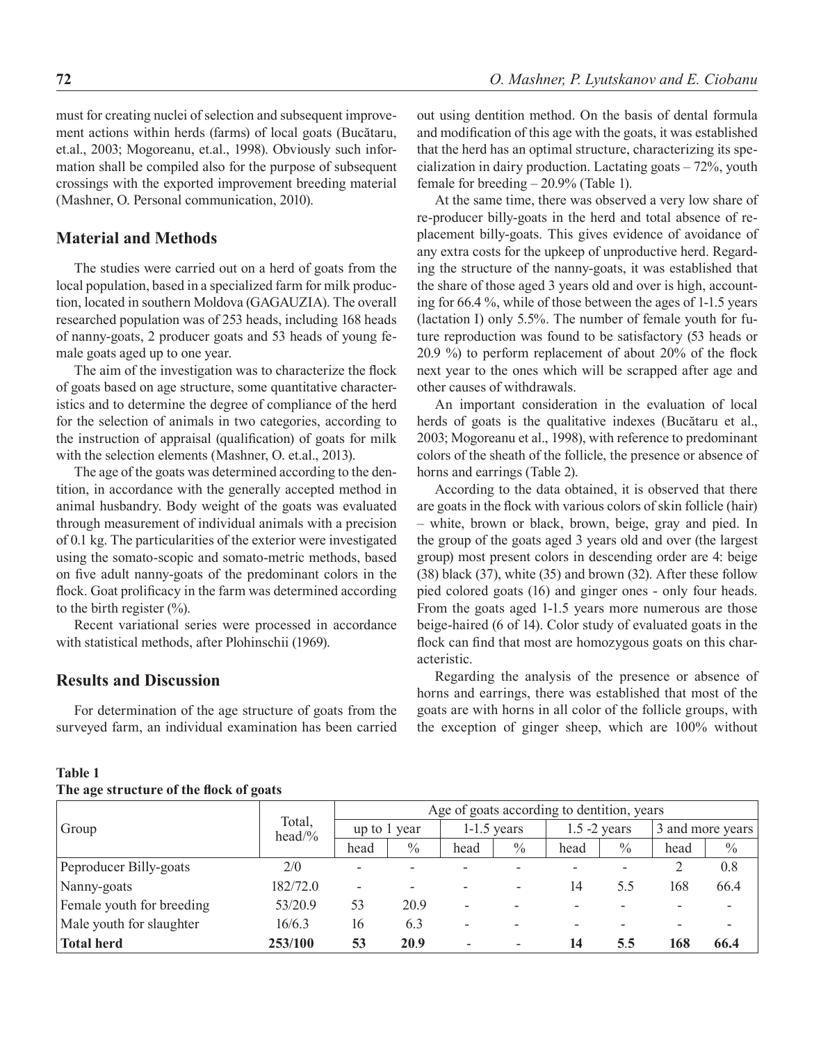must for creating nuclei of selection and subsequent improvement actions within herds (farms) of local goats (Bucătaru, et.al., 2003; Mogoreanu, et.al., 1998). Obviously such information shall be compiled also for the purpose of subsequent crossings with the exported improvement breeding material (Mashner, O. Personal communication, 2010).

## Material and Methods

The studies were carried out on a herd of goats from the local population, based in a specialized farm for milk production, located in southern Moldova (GAGAUZIA). The overall researched population was of 253 heads, including 168 heads of nanny-goats, 2 producer goats and 53 heads of young female goats aged up to one year.

The aim of the investigation was to characterize the flock of goats based on age structure, some quantitative characteristics and to determine the degree of compliance of the herd for the selection of animals in two categories, according to the instruction of appraisal (qualification) of goats for milk with the selection elements (Mashner, O. et.al., 2013).

The age of the goats was determined according to the dentition, in accordance with the generally accepted method in animal husbandry. Body weight of the goats was evaluated through measurement of individual animals with a precision of 0.1 kg. The particularities of the exterior were investigated using the somato-scopic and somato-metric methods, based on five adult nanny-goats of the predominant colors in the flock. Goat prolificacy in the farm was determined according to the birth register (%).

Recent variational series were processed in accordance with statistical methods, after Plohinschii (1969).

## Results and Discussion

For determination of the age structure of goats from the surveyed farm, an individual examination has been carried out using dentition method. On the basis of dental formula and modification of this age with the goats, it was established that the herd has an optimal structure, characterizing its specialization in dairy production. Lactating goats – 72%, youth female for breeding – 20.9% (Table 1).

At the same time, there was observed a very low share of re-producer billy-goats in the herd and total absence of replacement billy-goats. This gives evidence of avoidance of any extra costs for the upkeep of unproductive herd. Regarding the structure of the nanny-goats, it was established that the share of those aged 3 years old and over is high, accounting for 66.4 %, while of those between the ages of 1-1.5 years (lactation I) only 5.5%. The number of female youth for future reproduction was found to be satisfactory (53 heads or 20.9 %) to perform replacement of about 20% of the flock next year to the ones which will be scrapped after age and other causes of withdrawals.

An important consideration in the evaluation of local herds of goats is the qualitative indexes (Bucătaru et al., 2003; Mogoreanu et al., 1998), with reference to predominant colors of the sheath of the follicle, the presence or absence of horns and earrings (Table 2).

According to the data obtained, it is observed that there are goats in the flock with various colors of skin follicle (hair) – white, brown or black, brown, beige, gray and pied. In the group of the goats aged 3 years old and over (the largest group) most present colors in descending order are 4: beige (38) black (37), white (35) and brown (32). After these follow pied colored goats (16) and ginger ones - only four heads. From the goats aged 1-1.5 years more numerous are those beige-haired (6 of 14). Color study of evaluated goats in the flock can find that most are homozygous goats on this characteristic.

Regarding the analysis of the presence or absence of horns and earrings, there was established that most of the goats are with horns in all color of the follicle groups, with the exception of ginger sheep, which are 100% without

**Table 1**
**The age structure of the flock of goats**

| Group | Total, head/% | Age of goats according to dentition, years | | | | | | | |
|---|---|---|---|---|---|---|---|---|---|
| | | up to 1 year | | 1-1.5 years | | 1.5 -2 years | | 3 and more years | |
| | | head | % | head | % | head | % | head | % |
| Peproducer Billy-goats | 2/0 | - | - | - | - | - | - | 2 | 0.8 |
| Nanny-goats | 182/72.0 | - | - | - | - | 14 | 5.5 | 168 | 66.4 |
| Female youth for breeding | 53/20.9 | 53 | 20.9 | - | - | - | - | - | - |
| Male youth for slaughter | 16/6.3 | 16 | 6.3 | - | - | - | - | - | - |
| **Total herd** | **253/100** | **53** | **20.9** | - | - | **14** | **5.5** | **168** | **66.4** |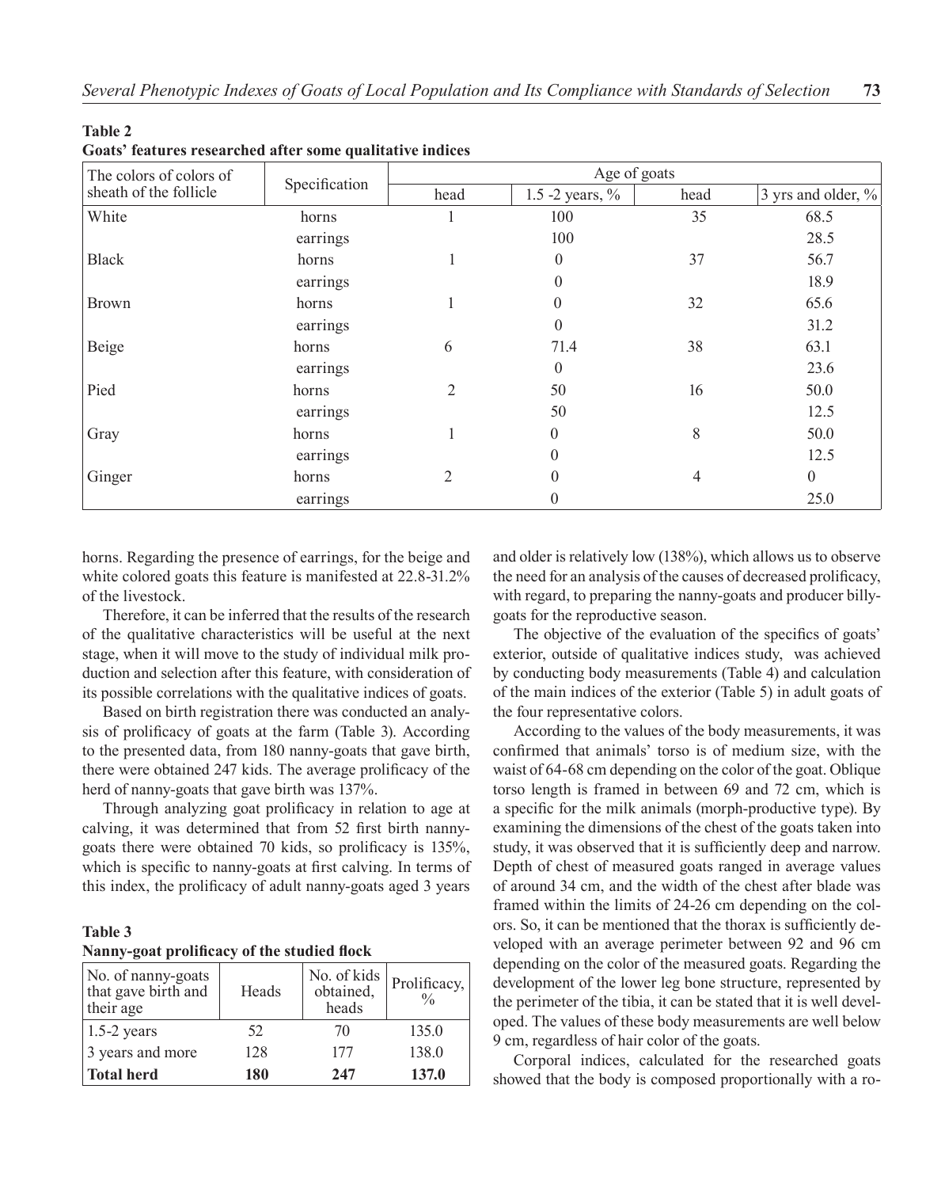**Table 2**
**Goats' features researched after some qualitative indices**

| The colors of colors of sheath of the follicle | Specification | Age of goats | | | |
|---|---|---|---|---|---|
| | | head | 1.5 -2 years, % | head | 3 yrs and older, % |
| White | horns | 1 | 100 | 35 | 68.5 |
| | earrings | | 100 | | 28.5 |
| Black | horns | 1 | 0 | 37 | 56.7 |
| | earrings | | 0 | | 18.9 |
| Brown | horns | 1 | 0 | 32 | 65.6 |
| | earrings | | 0 | | 31.2 |
| Beige | horns | 6 | 71.4 | 38 | 63.1 |
| | earrings | | 0 | | 23.6 |
| Pied | horns | 2 | 50 | 16 | 50.0 |
| | earrings | | 50 | | 12.5 |
| Gray | horns | 1 | 0 | 8 | 50.0 |
| | earrings | | 0 | | 12.5 |
| Ginger | horns | 2 | 0 | 4 | 0 |
| | earrings | | 0 | | 25.0 |

horns. Regarding the presence of earrings, for the beige and white colored goats this feature is manifested at 22.8-31.2% of the livestock.

Therefore, it can be inferred that the results of the research of the qualitative characteristics will be useful at the next stage, when it will move to the study of individual milk production and selection after this feature, with consideration of its possible correlations with the qualitative indices of goats.

Based on birth registration there was conducted an analysis of prolificacy of goats at the farm (Table 3). According to the presented data, from 180 nanny-goats that gave birth, there were obtained 247 kids. The average prolificacy of the herd of nanny-goats that gave birth was 137%.

Through analyzing goat prolificacy in relation to age at calving, it was determined that from 52 first birth nanny-goats there were obtained 70 kids, so prolificacy is 135%, which is specific to nanny-goats at first calving. In terms of this index, the prolificacy of adult nanny-goats aged 3 years and older is relatively low (138%), which allows us to observe the need for an analysis of the causes of decreased prolificacy, with regard, to preparing the nanny-goats and producer billy-goats for the reproductive season.

**Table 3**
**Nanny-goat prolificacy of the studied flock**

| No. of nanny-goats that gave birth and their age | Heads | No. of kids obtained, heads | Prolificacy, % |
|---|---|---|---|
| 1.5-2 years | 52 | 70 | 135.0 |
| 3 years and more | 128 | 177 | 138.0 |
| **Total herd** | **180** | **247** | **137.0** |

The objective of the evaluation of the specifics of goats' exterior, outside of qualitative indices study, was achieved by conducting body measurements (Table 4) and calculation of the main indices of the exterior (Table 5) in adult goats of the four representative colors.

According to the values of the body measurements, it was confirmed that animals' torso is of medium size, with the waist of 64-68 cm depending on the color of the goat. Oblique torso length is framed in between 69 and 72 cm, which is a specific for the milk animals (morph-productive type). By examining the dimensions of the chest of the goats taken into study, it was observed that it is sufficiently deep and narrow. Depth of chest of measured goats ranged in average values of around 34 cm, and the width of the chest after blade was framed within the limits of 24-26 cm depending on the colors. So, it can be mentioned that the thorax is sufficiently developed with an average perimeter between 92 and 96 cm depending on the color of the measured goats. Regarding the development of the lower leg bone structure, represented by the perimeter of the tibia, it can be stated that it is well developed. The values of these body measurements are well below 9 cm, regardless of hair color of the goats.

Corporal indices, calculated for the researched goats showed that the body is composed proportionally with a ro-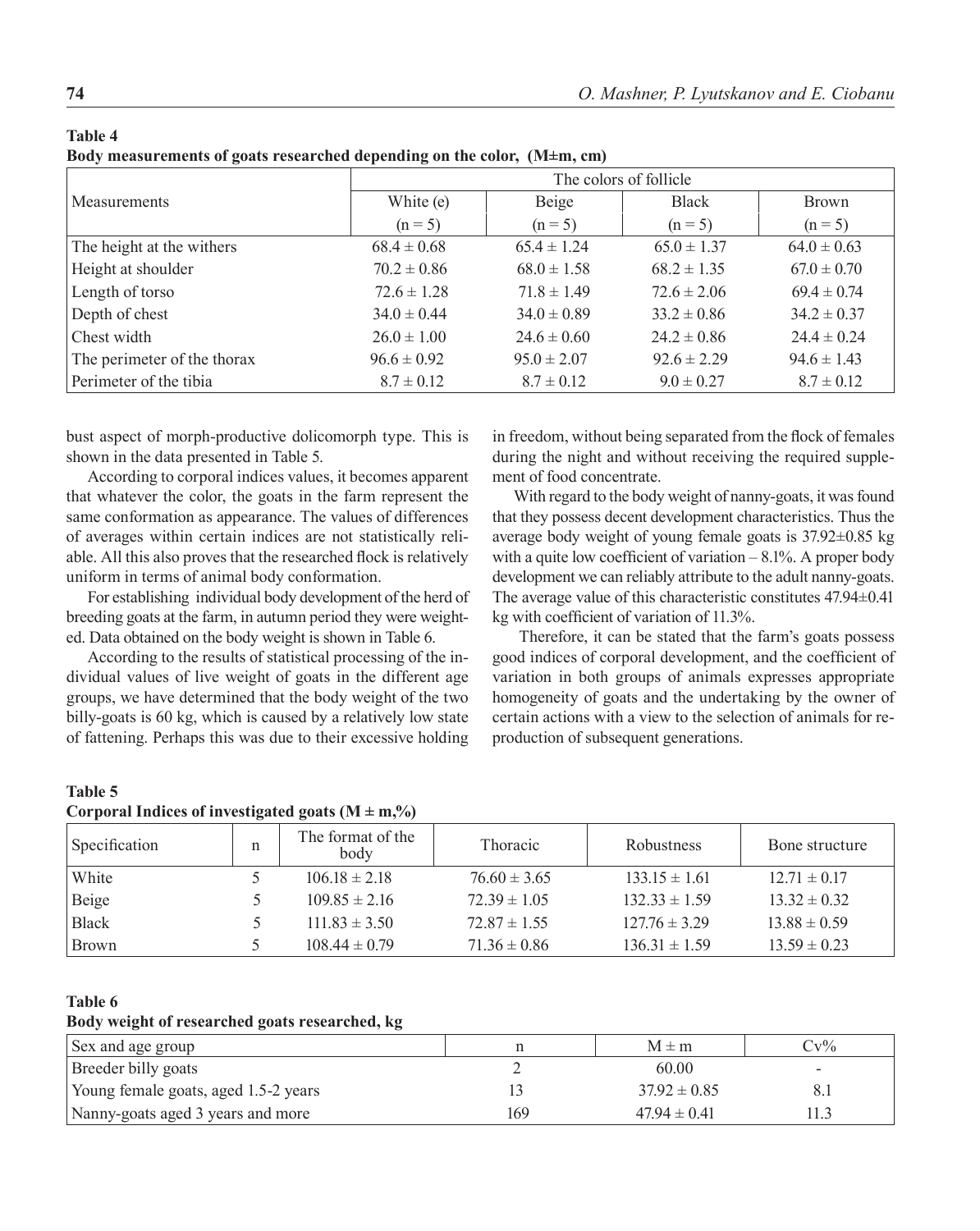**Table 4**
**Body measurements of goats researched depending on the color, (M±m, cm)**

| Measurements | The colors of follicle | | | |
|---|---|---|---|---|
| | White (e) (n = 5) | Beige (n = 5) | Black (n = 5) | Brown (n = 5) |
| The height at the withers | 68.4 ± 0.68 | 65.4 ± 1.24 | 65.0 ± 1.37 | 64.0 ± 0.63 |
| Height at shoulder | 70.2 ± 0.86 | 68.0 ± 1.58 | 68.2 ± 1.35 | 67.0 ± 0.70 |
| Length of torso | 72.6 ± 1.28 | 71.8 ± 1.49 | 72.6 ± 2.06 | 69.4 ± 0.74 |
| Depth of chest | 34.0 ± 0.44 | 34.0 ± 0.89 | 33.2 ± 0.86 | 34.2 ± 0.37 |
| Chest width | 26.0 ± 1.00 | 24.6 ± 0.60 | 24.2 ± 0.86 | 24.4 ± 0.24 |
| The perimeter of the thorax | 96.6 ± 0.92 | 95.0 ± 2.07 | 92.6 ± 2.29 | 94.6 ± 1.43 |
| Perimeter of the tibia | 8.7 ± 0.12 | 8.7 ± 0.12 | 9.0 ± 0.27 | 8.7 ± 0.12 |

bust aspect of morph-productive dolicomorph type. This is shown in the data presented in Table 5.

According to corporal indices values, it becomes apparent that whatever the color, the goats in the farm represent the same conformation as appearance. The values of differences of averages within certain indices are not statistically reliable. All this also proves that the researched flock is relatively uniform in terms of animal body conformation.

For establishing individual body development of the herd of breeding goats at the farm, in autumn period they were weighted. Data obtained on the body weight is shown in Table 6.

According to the results of statistical processing of the individual values of live weight of goats in the different age groups, we have determined that the body weight of the two billy-goats is 60 kg, which is caused by a relatively low state of fattening. Perhaps this was due to their excessive holding in freedom, without being separated from the flock of females during the night and without receiving the required supplement of food concentrate.

With regard to the body weight of nanny-goats, it was found that they possess decent development characteristics. Thus the average body weight of young female goats is 37.92±0.85 kg with a quite low coefficient of variation – 8.1%. A proper body development we can reliably attribute to the adult nanny-goats. The average value of this characteristic constitutes 47.94±0.41 kg with coefficient of variation of 11.3%.

Therefore, it can be stated that the farm's goats possess good indices of corporal development, and the coefficient of variation in both groups of animals expresses appropriate homogeneity of goats and the undertaking by the owner of certain actions with a view to the selection of animals for reproduction of subsequent generations.

**Table 5**
**Corporal Indices of investigated goats (M ± m,%)**

| Specification | n | The format of the body | Thoracic | Robustness | Bone structure |
|---|---|---|---|---|---|
| White | 5 | 106.18 ± 2.18 | 76.60 ± 3.65 | 133.15 ± 1.61 | 12.71 ± 0.17 |
| Beige | 5 | 109.85 ± 2.16 | 72.39 ± 1.05 | 132.33 ± 1.59 | 13.32 ± 0.32 |
| Black | 5 | 111.83 ± 3.50 | 72.87 ± 1.55 | 127.76 ± 3.29 | 13.88 ± 0.59 |
| Brown | 5 | 108.44 ± 0.79 | 71.36 ± 0.86 | 136.31 ± 1.59 | 13.59 ± 0.23 |

**Table 6**
**Body weight of researched goats researched, kg**

| Sex and age group | n | M ± m | Cv% |
|---|---|---|---|
| Breeder billy goats | 2 | 60.00 | - |
| Young female goats, aged 1.5-2 years | 13 | 37.92 ± 0.85 | 8.1 |
| Nanny-goats aged 3 years and more | 169 | 47.94 ± 0.41 | 11.3 |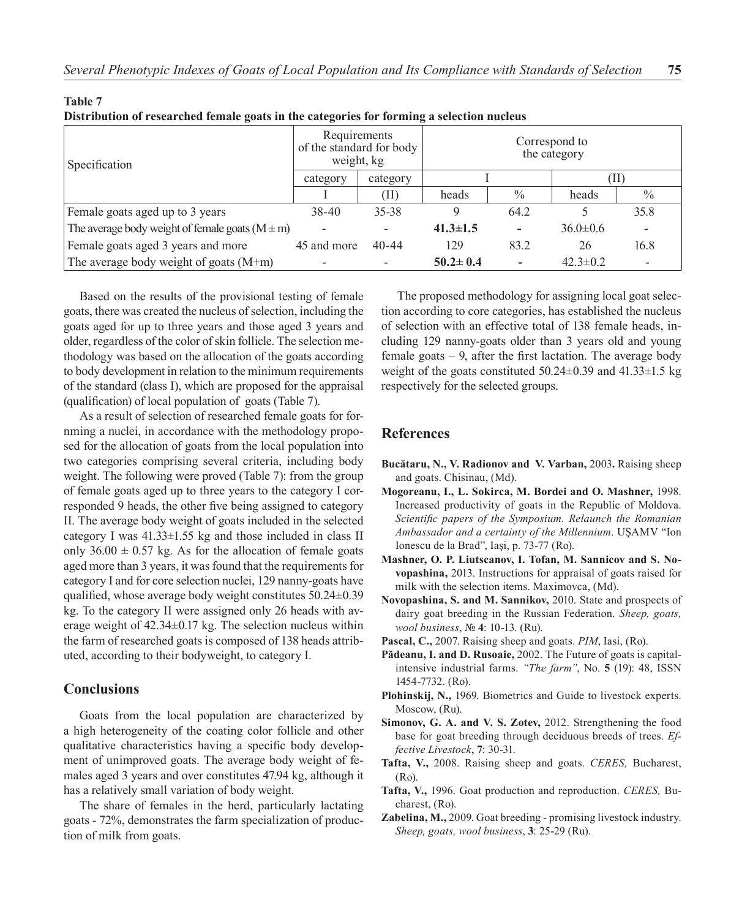**Table 7**
**Distribution of researched female goats in the categories for forming a selection nucleus**

| Specification | Requirements of the standard for body weight, kg | | Correspond to the category | | | |
|---|---|---|---|---|---|---|
| | category | category | I | | (II) | |
| | I | (II) | heads | % | heads | % |
| Female goats aged up to 3 years | 38-40 | 35-38 | 9 | 64.2 | 5 | 35.8 |
| The average body weight of female goats (M ± m) | - | - | **41.3±1.5** | **-** | 36.0±0.6 | - |
| Female goats aged 3 years and more | 45 and more | 40-44 | 129 | 83.2 | 26 | 16.8 |
| The average body weight of goats (M+m) | - | - | **50.2± 0.4** | **-** | 42.3±0.2 | - |

Based on the results of the provisional testing of female goats, there was created the nucleus of selection, including the goats aged for up to three years and those aged 3 years and older, regardless of the color of skin follicle. The selection methodology was based on the allocation of the goats according to body development in relation to the minimum requirements of the standard (class I), which are proposed for the appraisal (qualification) of local population of goats (Table 7).

As a result of selection of researched female goats for fornming a nuclei, in accordance with the methodology proposed for the allocation of goats from the local population into two categories comprising several criteria, including body weight. The following were proved (Table 7): from the group of female goats aged up to three years to the category I corresponded 9 heads, the other five being assigned to category II. The average body weight of goats included in the selected category I was 41.33±1.55 kg and those included in class II only 36.00 ± 0.57 kg. As for the allocation of female goats aged more than 3 years, it was found that the requirements for category I and for core selection nuclei, 129 nanny-goats have qualified, whose average body weight constitutes 50.24±0.39 kg. To the category II were assigned only 26 heads with average weight of 42.34±0.17 kg. The selection nucleus within the farm of researched goats is composed of 138 heads attributed, according to their bodyweight, to category I.

## Conclusions

Goats from the local population are characterized by a high heterogeneity of the coating color follicle and other qualitative characteristics having a specific body development of unimproved goats. The average body weight of females aged 3 years and over constitutes 47.94 kg, although it has a relatively small variation of body weight.

The share of females in the herd, particularly lactating goats - 72%, demonstrates the farm specialization of production of milk from goats.

The proposed methodology for assigning local goat selection according to core categories, has established the nucleus of selection with an effective total of 138 female heads, including 129 nanny-goats older than 3 years old and young female goats – 9, after the first lactation. The average body weight of the goats constituted 50.24±0.39 and 41.33±1.5 kg respectively for the selected groups.

## References

**Bucătaru, N., V. Radionov and V. Varban,** 2003**.** Raising sheep and goats. Chisinau, (Md).

**Mogoreanu, I., L. Sokirca, M. Bordei and O. Mashner,** 1998. Increased productivity of goats in the Republic of Moldova. *Scientific papers of the Symposium. Relaunch the Romanian Ambassador and a certainty of the Millennium*. UŞAMV "Ion Ionescu de la Brad", Iaşi, p. 73-77 (Ro).

**Mashner, O. P. Liutscanov, I. Tofan, M. Sannicov and S. Novopashina,** 2013. Instructions for appraisal of goats raised for milk with the selection items. Maximovca, (Md).

**Novopashina, S. and M. Sannikov,** 2010. State and prospects of dairy goat breeding in the Russian Federation. *Sheep, goats, wool business*, № **4**: 10-13. (Ru).

**Pascal, C.,** 2007. Raising sheep and goats. *PIM*, Iasi, (Ro).

**Pădeanu, I. and D. Rusoaie,** 2002. The Future of goats is capital-intensive industrial farms. *"The farm"*, No. **5** (19): 48, ISSN 1454-7732. (Ro).

**Plohinskij, N.,** 1969. Biometrics and Guide to livestock experts. Moscow, (Ru).

**Simonov, G. A. and V. S. Zotev,** 2012. Strengthening the food base for goat breeding through deciduous breeds of trees. *Effective Livestock*, **7**: 30-31.

**Tafta, V.,** 2008. Raising sheep and goats. *CERES,* Bucharest, (Ro).

**Tafta, V.,** 1996. Goat production and reproduction. *CERES,* Bucharest, (Ro).

**Zabelina, M.,** 2009. Goat breeding - promising livestock industry. *Sheep, goats, wool business*, **3**: 25-29 (Ru).